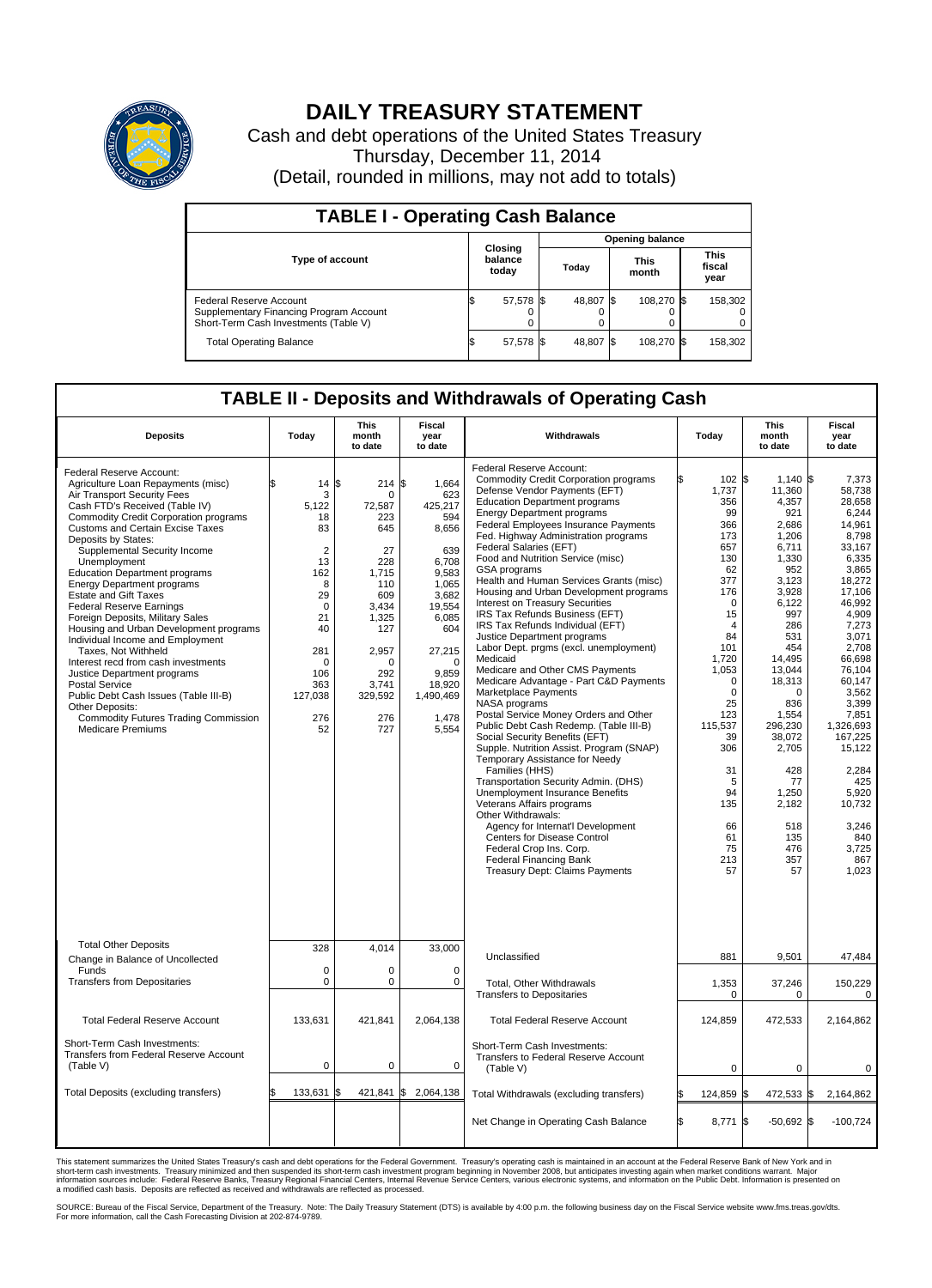# DAILY TREASURY STATEMENT

Cash and debt operations of the United States Treasury

Thursday, December 11, 2014

(Detail, rounded in millions, may not add to totals)

## TABLE I - Operating Cash Balance

| Type of account | Closing balance today | Opening balance Today | Opening balance This month | Opening balance This fiscal year |
|---|---|---|---|---|
| Federal Reserve Account | $ 57,578 | $ 48,807 | $ 108,270 | $ 158,302 |
| Supplementary Financing Program Account | 0 | 0 | 0 | 0 |
| Short-Term Cash Investments (Table V) | 0 | 0 | 0 | 0 |
| Total Operating Balance | $ 57,578 | $ 48,807 | $ 108,270 | $ 158,302 |

## TABLE II - Deposits and Withdrawals of Operating Cash

| Deposits | Today | This month to date | Fiscal year to date |
|---|---|---|---|
| Federal Reserve Account: | | | |
| Agriculture Loan Repayments (misc) | $ 14 | $ 214 | $ 1,664 |
| Air Transport Security Fees | 3 | 0 | 623 |
| Cash FTD's Received (Table IV) | 5,122 | 72,587 | 425,217 |
| Commodity Credit Corporation programs | 18 | 223 | 594 |
| Customs and Certain Excise Taxes | 83 | 645 | 8,656 |
| Deposits by States: | | | |
| Supplemental Security Income | 2 | 27 | 639 |
| Unemployment | 13 | 228 | 6,708 |
| Education Department programs | 162 | 1,715 | 9,583 |
| Energy Department programs | 8 | 110 | 1,065 |
| Estate and Gift Taxes | 29 | 609 | 3,682 |
| Federal Reserve Earnings | 0 | 3,434 | 19,554 |
| Foreign Deposits, Military Sales | 21 | 1,325 | 6,085 |
| Housing and Urban Development programs | 40 | 127 | 604 |
| Individual Income and Employment Taxes, Not Withheld | 281 | 2,957 | 27,215 |
| Interest recd from cash investments | 0 | 0 | 0 |
| Justice Department programs | 106 | 292 | 9,859 |
| Postal Service | 363 | 3,741 | 18,920 |
| Public Debt Cash Issues (Table III-B) | 127,038 | 329,592 | 1,490,469 |
| Other Deposits: | | | |
| Commodity Futures Trading Commission | 276 | 276 | 1,478 |
| Medicare Premiums | 52 | 727 | 5,554 |
| Total Other Deposits | 328 | 4,014 | 33,000 |
| Change in Balance of Uncollected Funds | 0 | 0 | 0 |
| Transfers from Depositaries | 0 | 0 | 0 |
| Total Federal Reserve Account | 133,631 | 421,841 | 2,064,138 |
| Short-Term Cash Investments: Transfers from Federal Reserve Account (Table V) | 0 | 0 | 0 |
| Total Deposits (excluding transfers) | $ 133,631 | $ 421,841 | $ 2,064,138 |

| Withdrawals | Today | This month to date | Fiscal year to date |
|---|---|---|---|
| Federal Reserve Account: | | | |
| Commodity Credit Corporation programs | $ 102 | $ 1,140 | $ 7,373 |
| Defense Vendor Payments (EFT) | 1,737 | 11,360 | 58,738 |
| Education Department programs | 356 | 4,357 | 28,658 |
| Energy Department programs | 99 | 921 | 6,244 |
| Federal Employees Insurance Payments | 366 | 2,686 | 14,961 |
| Fed. Highway Administration programs | 173 | 1,206 | 8,798 |
| Federal Salaries (EFT) | 657 | 6,711 | 33,167 |
| Food and Nutrition Service (misc) | 130 | 1,330 | 6,335 |
| GSA programs | 62 | 952 | 3,865 |
| Health and Human Services Grants (misc) | 377 | 3,123 | 18,272 |
| Housing and Urban Development programs | 176 | 3,928 | 17,106 |
| Interest on Treasury Securities | 0 | 6,122 | 46,992 |
| IRS Tax Refunds Business (EFT) | 15 | 997 | 4,909 |
| IRS Tax Refunds Individual (EFT) | 4 | 286 | 7,273 |
| Justice Department programs | 84 | 531 | 3,071 |
| Labor Dept. prgms (excl. unemployment) | 101 | 454 | 2,708 |
| Medicaid | 1,720 | 14,495 | 66,698 |
| Medicare and Other CMS Payments | 1,053 | 13,044 | 76,104 |
| Medicare Advantage - Part C&D Payments | 0 | 18,313 | 60,147 |
| Marketplace Payments | 0 | 0 | 3,562 |
| NASA programs | 25 | 836 | 3,399 |
| Postal Service Money Orders and Other | 123 | 1,554 | 7,851 |
| Public Debt Cash Redemp. (Table III-B) | 115,537 | 296,230 | 1,326,693 |
| Social Security Benefits (EFT) | 39 | 38,072 | 167,225 |
| Supple. Nutrition Assist. Program (SNAP) | 306 | 2,705 | 15,122 |
| Temporary Assistance for Needy Families (HHS) | 31 | 428 | 2,284 |
| Transportation Security Admin. (DHS) | 5 | 77 | 425 |
| Unemployment Insurance Benefits | 94 | 1,250 | 5,920 |
| Veterans Affairs programs | 135 | 2,182 | 10,732 |
| Other Withdrawals: | | | |
| Agency for Internat'l Development | 66 | 518 | 3,246 |
| Centers for Disease Control | 61 | 135 | 840 |
| Federal Crop Ins. Corp. | 75 | 476 | 3,725 |
| Federal Financing Bank | 213 | 357 | 867 |
| Treasury Dept: Claims Payments | 57 | 57 | 1,023 |
| Unclassified | 881 | 9,501 | 47,484 |
| Total, Other Withdrawals | 1,353 | 37,246 | 150,229 |
| Transfers to Depositaries | 0 | 0 | 0 |
| Total Federal Reserve Account | 124,859 | 472,533 | 2,164,862 |
| Short-Term Cash Investments: Transfers to Federal Reserve Account (Table V) | 0 | 0 | 0 |
| Total Withdrawals (excluding transfers) | $ 124,859 | $ 472,533 | $ 2,164,862 |
| Net Change in Operating Cash Balance | $ 8,771 | $ -50,692 | $ -100,724 |

This statement summarizes the United States Treasury's cash and debt operations for the Federal Government. Treasury's operating cash is maintained in an account at the Federal Reserve Bank of New York and in short-term cash investments. Treasury minimized and then suspended its short-term cash investment program beginning in November 2008, but anticipates investing again when market conditions warrant. Major information sources include: Federal Reserve Banks, Treasury Regional Financial Centers, Internal Revenue Service Centers, various electronic systems, and information on the Public Debt. Information is presented on a modified cash basis. Deposits are reflected as received and withdrawals are reflected as processed.

SOURCE: Bureau of the Fiscal Service, Department of the Treasury. Note: The Daily Treasury Statement (DTS) is available by 4:00 p.m. the following business day on the Fiscal Service website www.fms.treas.gov/dts. For more information, call the Cash Forecasting Division at 202-874-9789.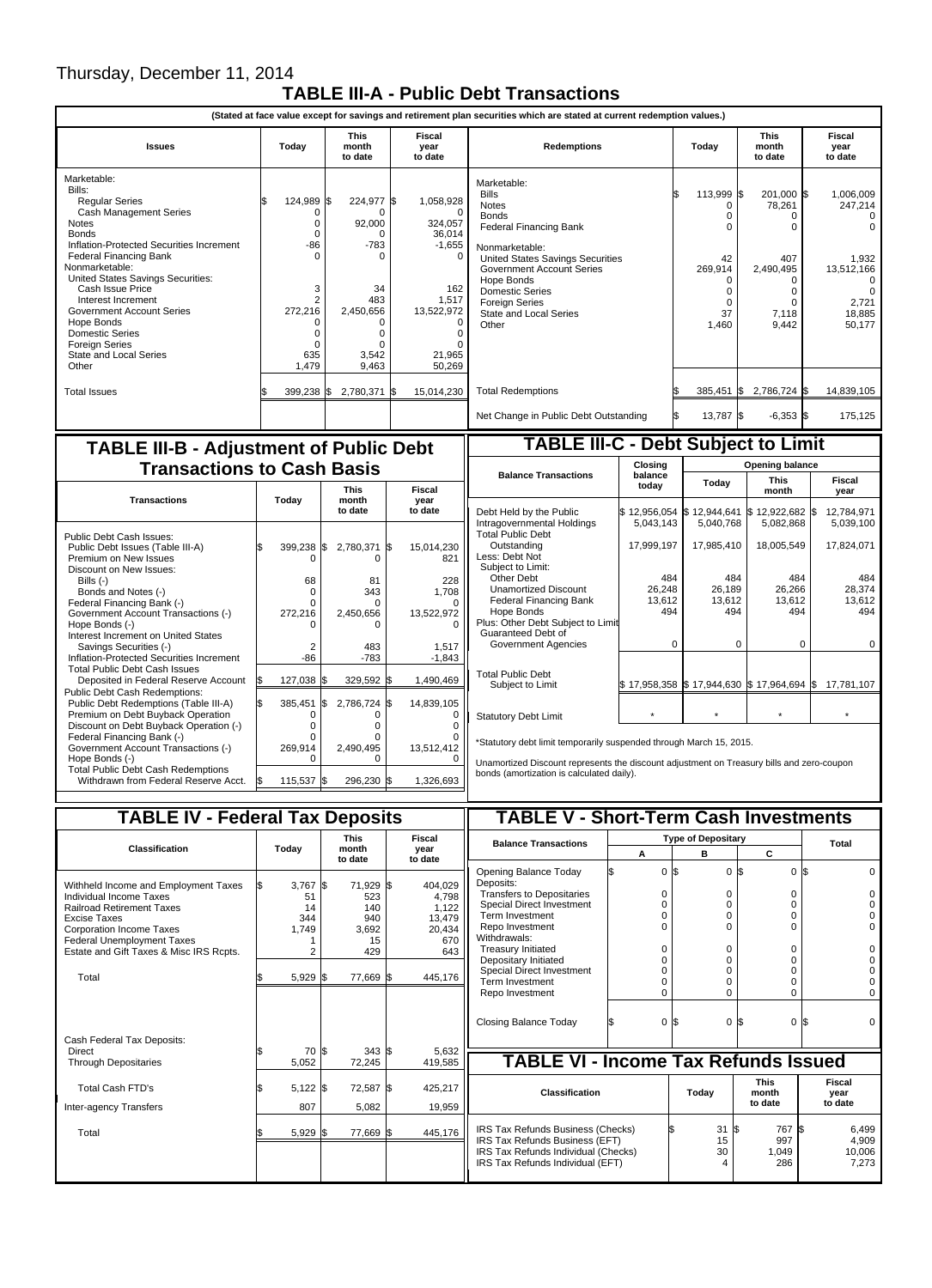Thursday, December 11, 2014

# TABLE III-A - Public Debt Transactions

(Stated at face value except for savings and retirement plan securities which are stated at current redemption values.)

| Issues | Today | This month to date | Fiscal year to date | Redemptions | Today | This month to date | Fiscal year to date |
|---|---|---|---|---|---|---|---|
| Marketable: | | | | Marketable: | | | |
| Bills: | | | | Bills | $ 113,999 | $ 201,000 | $ 1,006,009 |
| Regular Series | $ 124,989 | $ 224,977 | $ 1,058,928 | Notes | 0 | 78,261 | 247,214 |
| Cash Management Series | 0 | 0 | 0 | Bonds | 0 | 0 | 0 |
| Notes | 0 | 92,000 | 324,057 | Federal Financing Bank | 0 | 0 | 0 |
| Bonds | 0 | 0 | 36,014 | | | | |
| Inflation-Protected Securities Increment | -86 | -783 | -1,655 | Nonmarketable: | | | |
| Federal Financing Bank | 0 | 0 | 0 | United States Savings Securities | 42 | 407 | 1,932 |
| Nonmarketable: | | | | Government Account Series | 269,914 | 2,490,495 | 13,512,166 |
| United States Savings Securities: | | | | Hope Bonds | 0 | 0 | 0 |
| Cash Issue Price | 3 | 34 | 162 | Domestic Series | 0 | 0 | 0 |
| Interest Increment | 2 | 483 | 1,517 | Foreign Series | 0 | 0 | 2,721 |
| Government Account Series | 272,216 | 2,450,656 | 13,522,972 | State and Local Series | 37 | 7,118 | 18,885 |
| Hope Bonds | 0 | 0 | 0 | Other | 1,460 | 9,442 | 50,177 |
| Domestic Series | 0 | 0 | 0 | | | | |
| Foreign Series | 0 | 0 | 0 | | | | |
| State and Local Series | 635 | 3,542 | 21,965 | | | | |
| Other | 1,479 | 9,463 | 50,269 | | | | |
| Total Issues | $ 399,238 | $ 2,780,371 | $ 15,014,230 | Total Redemptions | $ 385,451 | $ 2,786,724 | $ 14,839,105 |
| | | | | Net Change in Public Debt Outstanding | $ 13,787 | $ -6,353 | $ 175,125 |

# TABLE III-B - Adjustment of Public Debt Transactions to Cash Basis

| Transactions | Today | This month to date | Fiscal year to date |
|---|---|---|---|
| Public Debt Cash Issues: | | | |
| Public Debt Issues (Table III-A) | $ 399,238 | $ 2,780,371 | $ 15,014,230 |
| Premium on New Issues | 0 | 0 | 821 |
| Discount on New Issues: | | | |
| Bills (-) | 68 | 81 | 228 |
| Bonds and Notes (-) | 0 | 343 | 1,708 |
| Federal Financing Bank (-) | 0 | 0 | 0 |
| Government Account Transactions (-) | 272,216 | 2,450,656 | 13,522,972 |
| Hope Bonds (-) | 0 | 0 | 0 |
| Interest Increment on United States Savings Securities (-) | 2 | 483 | 1,517 |
| Inflation-Protected Securities Increment | -86 | -783 | -1,843 |
| Total Public Debt Cash Issues Deposited in Federal Reserve Account | $ 127,038 | $ 329,592 | $ 1,490,469 |
| Public Debt Cash Redemptions: | | | |
| Public Debt Redemptions (Table III-A) | $ 385,451 | $ 2,786,724 | $ 14,839,105 |
| Premium on Debt Buyback Operation | 0 | 0 | 0 |
| Discount on Debt Buyback Operation (-) | 0 | 0 | 0 |
| Federal Financing Bank (-) | 0 | 0 | 0 |
| Government Account Transactions (-) | 269,914 | 2,490,495 | 13,512,412 |
| Hope Bonds (-) | 0 | 0 | 0 |
| Total Public Debt Cash Redemptions Withdrawn from Federal Reserve Acct. | $ 115,537 | $ 296,230 | $ 1,326,693 |

# TABLE III-C - Debt Subject to Limit

| Balance Transactions | Closing balance today | Opening balance Today | Opening balance This month | Opening balance Fiscal year |
|---|---|---|---|---|
| Debt Held by the Public | $ 12,956,054 | $ 12,944,641 | $ 12,922,682 | $ 12,784,971 |
| Intragovernmental Holdings | 5,043,143 | 5,040,768 | 5,082,868 | 5,039,100 |
| Total Public Debt Outstanding | 17,999,197 | 17,985,410 | 18,005,549 | 17,824,071 |
| Less: Debt Not Subject to Limit: | | | | |
| Other Debt | 484 | 484 | 484 | 484 |
| Unamortized Discount | 26,248 | 26,189 | 26,266 | 28,374 |
| Federal Financing Bank | 13,612 | 13,612 | 13,612 | 13,612 |
| Hope Bonds | 494 | 494 | 494 | 494 |
| Plus: Other Debt Subject to Limit | | | | |
| Guaranteed Debt of Government Agencies | 0 | 0 | 0 | 0 |
| Total Public Debt Subject to Limit | $ 17,958,358 | $ 17,944,630 | $ 17,964,694 | $ 17,781,107 |
| Statutory Debt Limit | * | * | * | * |

*Statutory debt limit temporarily suspended through March 15, 2015.

Unamortized Discount represents the discount adjustment on Treasury bills and zero-coupon bonds (amortization is calculated daily).

# TABLE IV - Federal Tax Deposits

| Classification | Today | This month to date | Fiscal year to date |
|---|---|---|---|
| Withheld Income and Employment Taxes | $ 3,767 | $ 71,929 | $ 404,029 |
| Individual Income Taxes | 51 | 523 | 4,798 |
| Railroad Retirement Taxes | 14 | 140 | 1,122 |
| Excise Taxes | 344 | 940 | 13,479 |
| Corporation Income Taxes | 1,749 | 3,692 | 20,434 |
| Federal Unemployment Taxes | 1 | 15 | 670 |
| Estate and Gift Taxes & Misc IRS Rcpts. | 2 | 429 | 643 |
| Total | $ 5,929 | $ 77,669 | $ 445,176 |
| Cash Federal Tax Deposits: | | | |
| Direct | $ 70 | $ 343 | $ 5,632 |
| Through Depositaries | 5,052 | 72,245 | 419,585 |
| Total Cash FTD's | $ 5,122 | $ 72,587 | $ 425,217 |
| Inter-agency Transfers | 807 | 5,082 | 19,959 |
| Total | $ 5,929 | $ 77,669 | $ 445,176 |

# TABLE V - Short-Term Cash Investments

| Balance Transactions | Type of Depositary A | Type of Depositary B | Type of Depositary C | Total |
|---|---|---|---|---|
| Opening Balance Today | $ 0 | $ 0 | $ 0 | $ 0 |
| Deposits: | | | | |
| Transfers to Depositaries | 0 | 0 | 0 | 0 |
| Special Direct Investment | 0 | 0 | 0 | 0 |
| Term Investment | 0 | 0 | 0 | 0 |
| Repo Investment | 0 | 0 | 0 | 0 |
| Withdrawals: | | | | |
| Treasury Initiated | 0 | 0 | 0 | 0 |
| Depositary Initiated | 0 | 0 | 0 | 0 |
| Special Direct Investment | 0 | 0 | 0 | 0 |
| Term Investment | 0 | 0 | 0 | 0 |
| Repo Investment | 0 | 0 | 0 | 0 |
| Closing Balance Today | $ 0 | $ 0 | $ 0 | $ 0 |

# TABLE VI - Income Tax Refunds Issued

| Classification | Today | This month to date | Fiscal year to date |
|---|---|---|---|
| IRS Tax Refunds Business (Checks) | $ 31 | $ 767 | $ 6,499 |
| IRS Tax Refunds Business (EFT) | 15 | 997 | 4,909 |
| IRS Tax Refunds Individual (Checks) | 30 | 1,049 | 10,006 |
| IRS Tax Refunds Individual (EFT) | 4 | 286 | 7,273 |